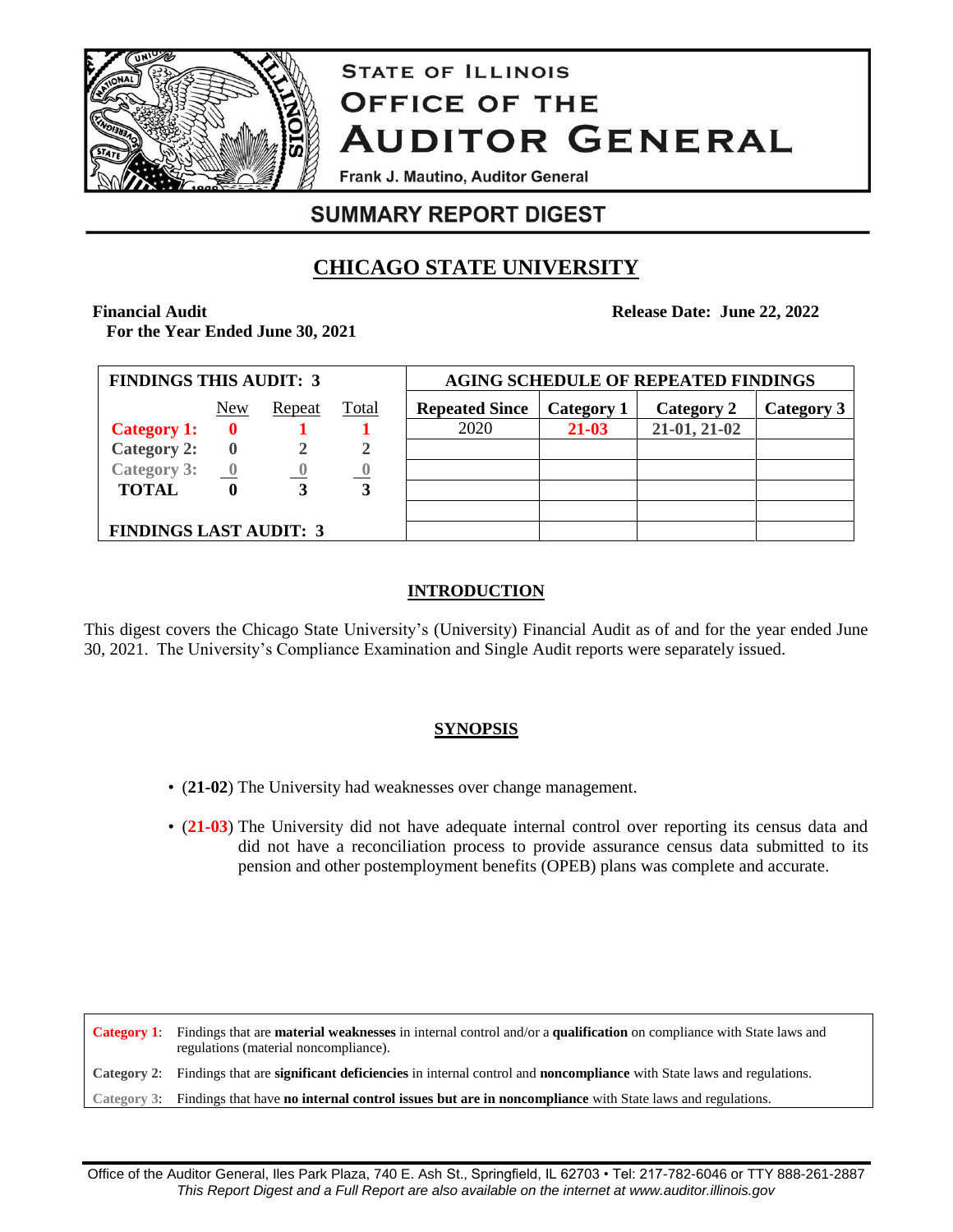# STATE OF ILLINOIS
# OFFICE OF THE AUDITOR GENERAL

Frank J. Mautino, Auditor General

## SUMMARY REPORT DIGEST

## CHICAGO STATE UNIVERSITY

**Financial Audit**
**For the Year Ended June 30, 2021**

**Release Date: June 22, 2022**

| FINDINGS THIS AUDIT: 3 | New | Repeat | Total |
|---|---|---|---|
| **Category 1:** | **0** | **1** | **1** |
| **Category 2:** | **0** | **2** | **2** |
| **Category 3:** | **0** | **0** | **0** |
| **TOTAL** | **0** | **3** | **3** |
| **FINDINGS LAST AUDIT: 3** | | | |

| AGING SCHEDULE OF REPEATED FINDINGS | | | |
|---|---|---|---|
| **Repeated Since** | **Category 1** | **Category 2** | **Category 3** |
| 2020 | **21-03** | **21-01, 21-02** | |

### INTRODUCTION

This digest covers the Chicago State University's (University) Financial Audit as of and for the year ended June 30, 2021. The University's Compliance Examination and Single Audit reports were separately issued.

### SYNOPSIS

- (**21-02**) The University had weaknesses over change management.
- (**21-03**) The University did not have adequate internal control over reporting its census data and did not have a reconciliation process to provide assurance census data submitted to its pension and other postemployment benefits (OPEB) plans was complete and accurate.

**Category 1**: Findings that are **material weaknesses** in internal control and/or a **qualification** on compliance with State laws and regulations (material noncompliance).
**Category 2**: Findings that are **significant deficiencies** in internal control and **noncompliance** with State laws and regulations.
**Category 3**: Findings that have **no internal control issues but are in noncompliance** with State laws and regulations.

Office of the Auditor General, Iles Park Plaza, 740 E. Ash St., Springfield, IL 62703 • Tel: 217-782-6046 or TTY 888-261-2887
*This Report Digest and a Full Report are also available on the internet at www.auditor.illinois.gov*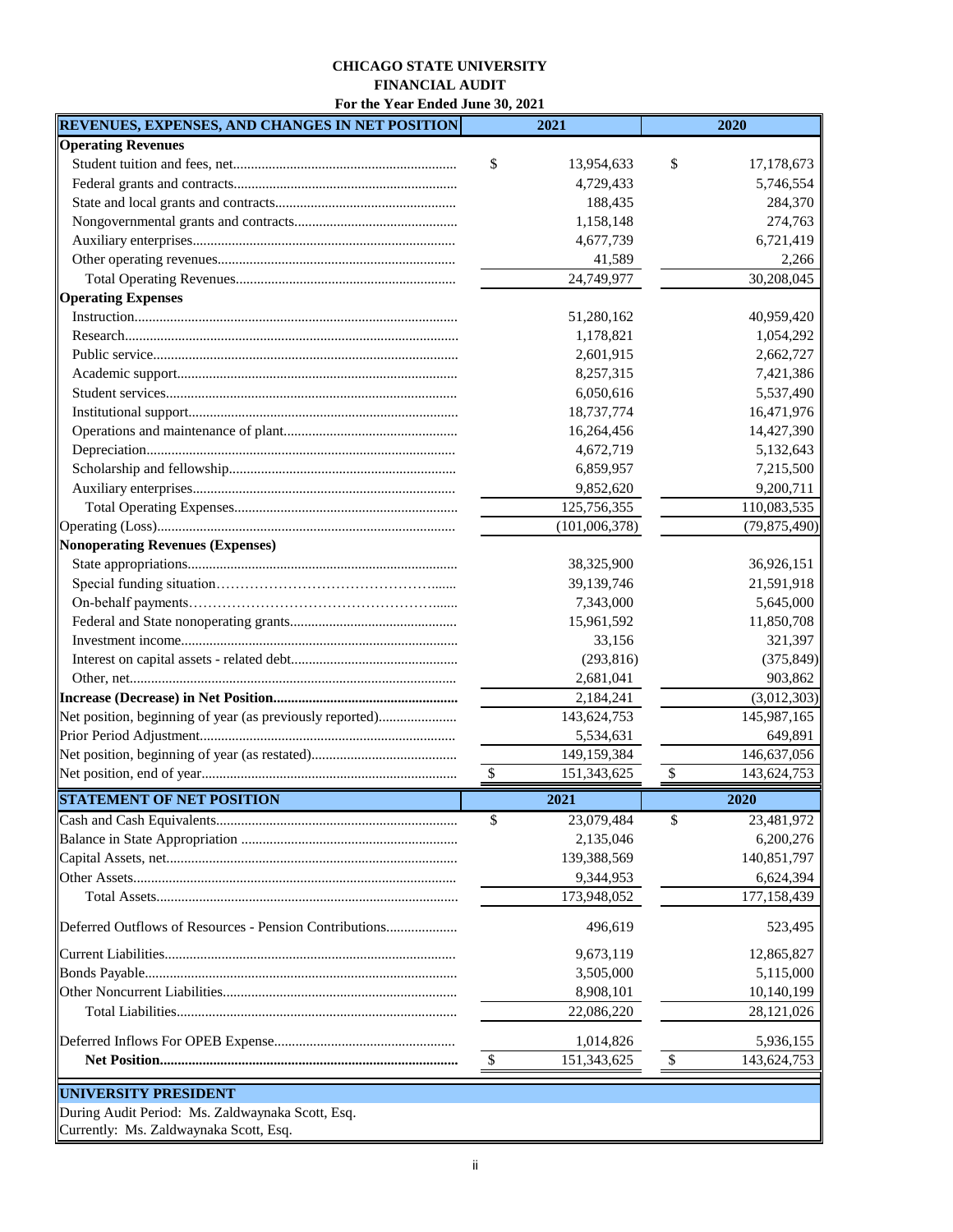**CHICAGO STATE UNIVERSITY**
**FINANCIAL AUDIT**
**For the Year Ended June 30, 2021**

| REVENUES, EXPENSES, AND CHANGES IN NET POSITION | 2021 | 2020 |
|---|---|---|
| **Operating Revenues** | | |
| Student tuition and fees, net | $ 13,954,633 | $ 17,178,673 |
| Federal grants and contracts | 4,729,433 | 5,746,554 |
| State and local grants and contracts | 188,435 | 284,370 |
| Nongovernmental grants and contracts | 1,158,148 | 274,763 |
| Auxiliary enterprises | 4,677,739 | 6,721,419 |
| Other operating revenues | 41,589 | 2,266 |
| Total Operating Revenues | 24,749,977 | 30,208,045 |
| **Operating Expenses** | | |
| Instruction | 51,280,162 | 40,959,420 |
| Research | 1,178,821 | 1,054,292 |
| Public service | 2,601,915 | 2,662,727 |
| Academic support | 8,257,315 | 7,421,386 |
| Student services | 6,050,616 | 5,537,490 |
| Institutional support | 18,737,774 | 16,471,976 |
| Operations and maintenance of plant | 16,264,456 | 14,427,390 |
| Depreciation | 4,672,719 | 5,132,643 |
| Scholarship and fellowship | 6,859,957 | 7,215,500 |
| Auxiliary enterprises | 9,852,620 | 9,200,711 |
| Total Operating Expenses | 125,756,355 | 110,083,535 |
| Operating (Loss) | (101,006,378) | (79,875,490) |
| **Nonoperating Revenues (Expenses)** | | |
| State appropriations | 38,325,900 | 36,926,151 |
| Special funding situation | 39,139,746 | 21,591,918 |
| On-behalf payments | 7,343,000 | 5,645,000 |
| Federal and State nonoperating grants | 15,961,592 | 11,850,708 |
| Investment income | 33,156 | 321,397 |
| Interest on capital assets - related debt | (293,816) | (375,849) |
| Other, net | 2,681,041 | 903,862 |
| **Increase (Decrease) in Net Position** | 2,184,241 | (3,012,303) |
| Net position, beginning of year (as previously reported) | 143,624,753 | 145,987,165 |
| Prior Period Adjustment | 5,534,631 | 649,891 |
| Net position, beginning of year (as restated) | 149,159,384 | 146,637,056 |
| Net position, end of year | $ 151,343,625 | $ 143,624,753 |

| STATEMENT OF NET POSITION | 2021 | 2020 |
|---|---|---|
| Cash and Cash Equivalents | $ 23,079,484 | $ 23,481,972 |
| Balance in State Appropriation | 2,135,046 | 6,200,276 |
| Capital Assets, net | 139,388,569 | 140,851,797 |
| Other Assets | 9,344,953 | 6,624,394 |
| Total Assets | 173,948,052 | 177,158,439 |
| Deferred Outflows of Resources - Pension Contributions | 496,619 | 523,495 |
| Current Liabilities | 9,673,119 | 12,865,827 |
| Bonds Payable | 3,505,000 | 5,115,000 |
| Other Noncurrent Liabilities | 8,908,101 | 10,140,199 |
| Total Liabilities | 22,086,220 | 28,121,026 |
| Deferred Inflows For OPEB Expense | 1,014,826 | 5,936,155 |
| **Net Position** | $ 151,343,625 | $ 143,624,753 |

**UNIVERSITY PRESIDENT**

During Audit Period: Ms. Zaldwaynaka Scott, Esq.
Currently: Ms. Zaldwaynaka Scott, Esq.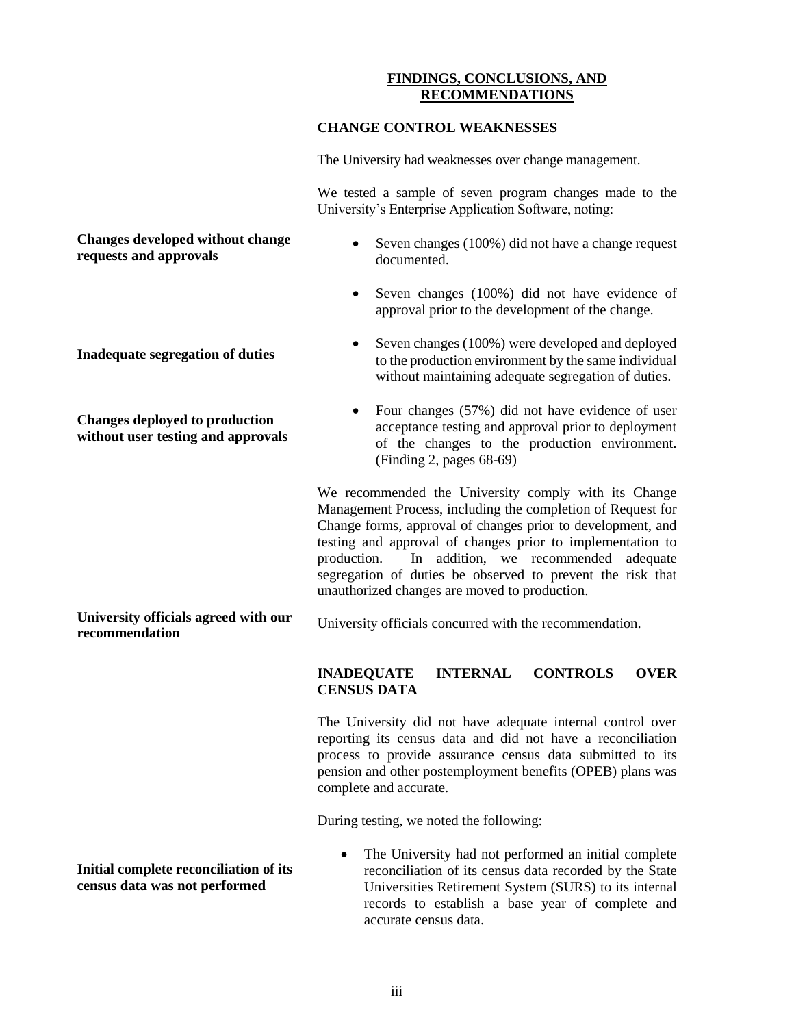## FINDINGS, CONCLUSIONS, AND RECOMMENDATIONS

### CHANGE CONTROL WEAKNESSES

The University had weaknesses over change management.

We tested a sample of seven program changes made to the University's Enterprise Application Software, noting:

**Changes developed without change requests and approvals**

- Seven changes (100%) did not have a change request documented.
- Seven changes (100%) did not have evidence of approval prior to the development of the change.

**Inadequate segregation of duties**

- Seven changes (100%) were developed and deployed to the production environment by the same individual without maintaining adequate segregation of duties.

**Changes deployed to production without user testing and approvals**

- Four changes (57%) did not have evidence of user acceptance testing and approval prior to deployment of the changes to the production environment. (Finding 2, pages 68-69)

We recommended the University comply with its Change Management Process, including the completion of Request for Change forms, approval of changes prior to development, and testing and approval of changes prior to implementation to production. In addition, we recommended adequate segregation of duties be observed to prevent the risk that unauthorized changes are moved to production.

**University officials agreed with our recommendation**

University officials concurred with the recommendation.

### INADEQUATE INTERNAL CONTROLS OVER CENSUS DATA

The University did not have adequate internal control over reporting its census data and did not have a reconciliation process to provide assurance census data submitted to its pension and other postemployment benefits (OPEB) plans was complete and accurate.

During testing, we noted the following:

**Initial complete reconciliation of its census data was not performed**

- The University had not performed an initial complete reconciliation of its census data recorded by the State Universities Retirement System (SURS) to its internal records to establish a base year of complete and accurate census data.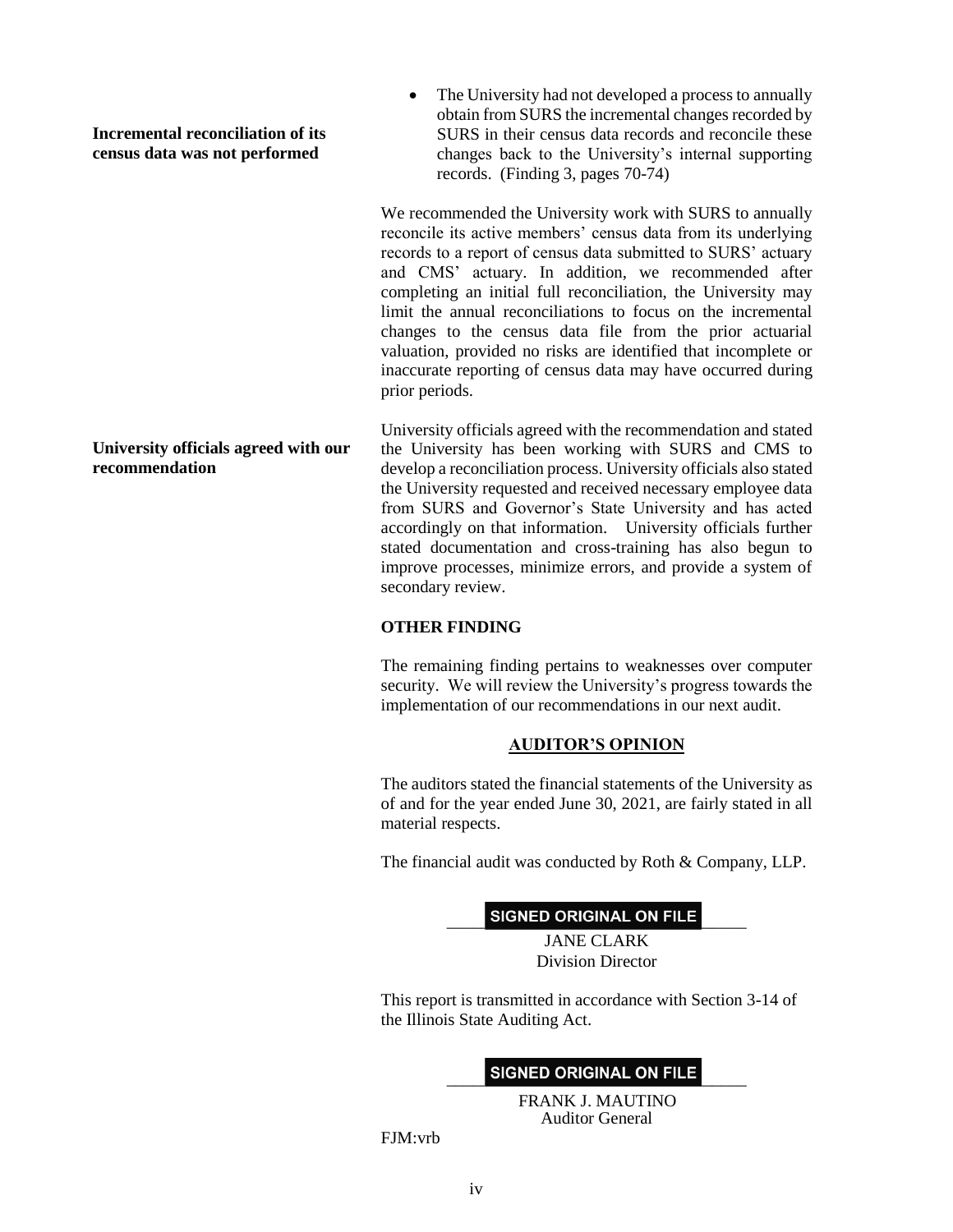**Incremental reconciliation of its census data was not performed**

- The University had not developed a process to annually obtain from SURS the incremental changes recorded by SURS in their census data records and reconcile these changes back to the University's internal supporting records. (Finding 3, pages 70-74)

We recommended the University work with SURS to annually reconcile its active members' census data from its underlying records to a report of census data submitted to SURS' actuary and CMS' actuary. In addition, we recommended after completing an initial full reconciliation, the University may limit the annual reconciliations to focus on the incremental changes to the census data file from the prior actuarial valuation, provided no risks are identified that incomplete or inaccurate reporting of census data may have occurred during prior periods.

**University officials agreed with our recommendation**

University officials agreed with the recommendation and stated the University has been working with SURS and CMS to develop a reconciliation process. University officials also stated the University requested and received necessary employee data from SURS and Governor's State University and has acted accordingly on that information. University officials further stated documentation and cross-training has also begun to improve processes, minimize errors, and provide a system of secondary review.

**OTHER FINDING**

The remaining finding pertains to weaknesses over computer security. We will review the University's progress towards the implementation of our recommendations in our next audit.

**AUDITOR'S OPINION**

The auditors stated the financial statements of the University as of and for the year ended June 30, 2021, are fairly stated in all material respects.

The financial audit was conducted by Roth & Company, LLP.

SIGNED ORIGINAL ON FILE

JANE CLARK
Division Director

This report is transmitted in accordance with Section 3-14 of the Illinois State Auditing Act.

SIGNED ORIGINAL ON FILE

FRANK J. MAUTINO
Auditor General

FJM:vrb